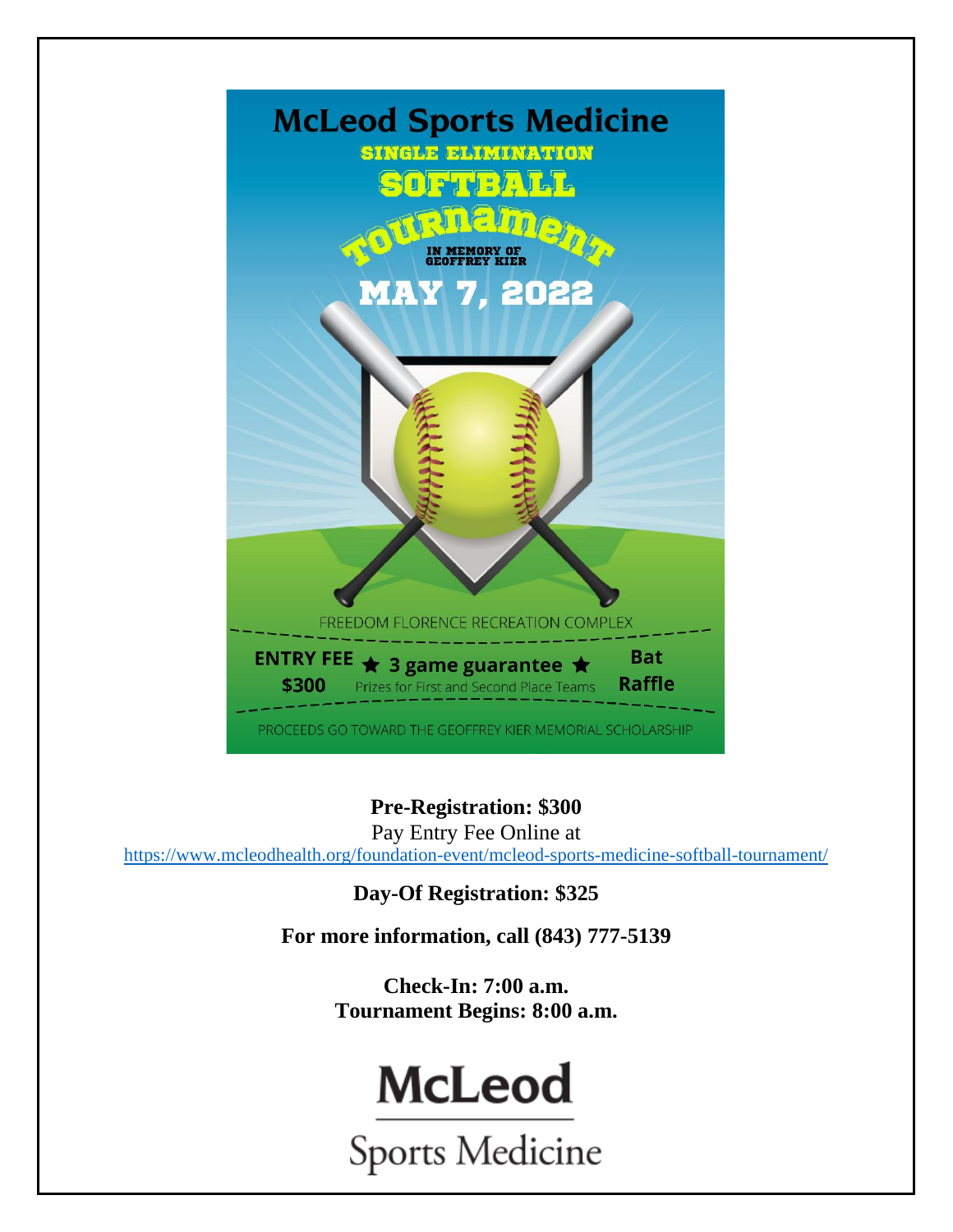# McLeod Sports Medicine

## SINGLE ELIMINATION SOFTBALL TOURNAMENT

IN MEMORY OF GEOFFREY KIER

## MAY 7, 2022

FREEDOM FLORENCE RECREATION COMPLEX

**ENTRY FEE $300** ★ **3 game guarantee** ★ **Bat Raffle**

Prizes for First and Second Place Teams

PROCEEDS GO TOWARD THE GEOFFREY KIER MEMORIAL SCHOLARSHIP

**Pre-Registration: $300**

Pay Entry Fee Online at
https://www.mcleodhealth.org/foundation-event/mcleod-sports-medicine-softball-tournament/

**Day-Of Registration: $325**

**For more information, call (843) 777-5139**

**Check-In: 7:00 a.m.**
**Tournament Begins: 8:00 a.m.**

McLeod
Sports Medicine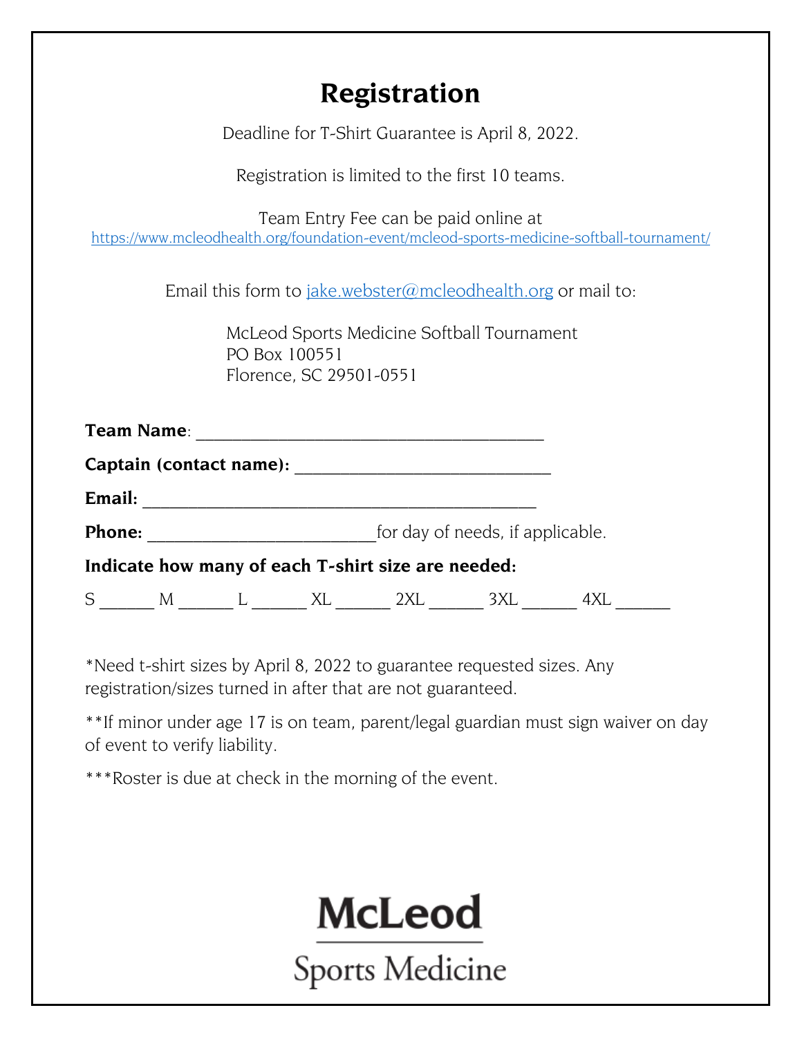# Registration

Deadline for T-Shirt Guarantee is April 8, 2022.

Registration is limited to the first 10 teams.

Team Entry Fee can be paid online at
https://www.mcleodhealth.org/foundation-event/mcleod-sports-medicine-softball-tournament/

Email this form to jake.webster@mcleodhealth.org or mail to:

McLeod Sports Medicine Softball Tournament
PO Box 100551
Florence, SC 29501-0551

**Team Name**: ________________________________________

**Captain (contact name):** _____________________________

**Email:** _____________________________________________

**Phone:** __________________________for day of needs, if applicable.

**Indicate how many of each T-shirt size are needed:**

S ______ M ______ L ______ XL ______ 2XL ______ 3XL ______ 4XL ______

*Need t-shirt sizes by April 8, 2022 to guarantee requested sizes. Any registration/sizes turned in after that are not guaranteed.

**If minor under age 17 is on team, parent/legal guardian must sign waiver on day of event to verify liability.

***Roster is due at check in the morning of the event.

McLeod
Sports Medicine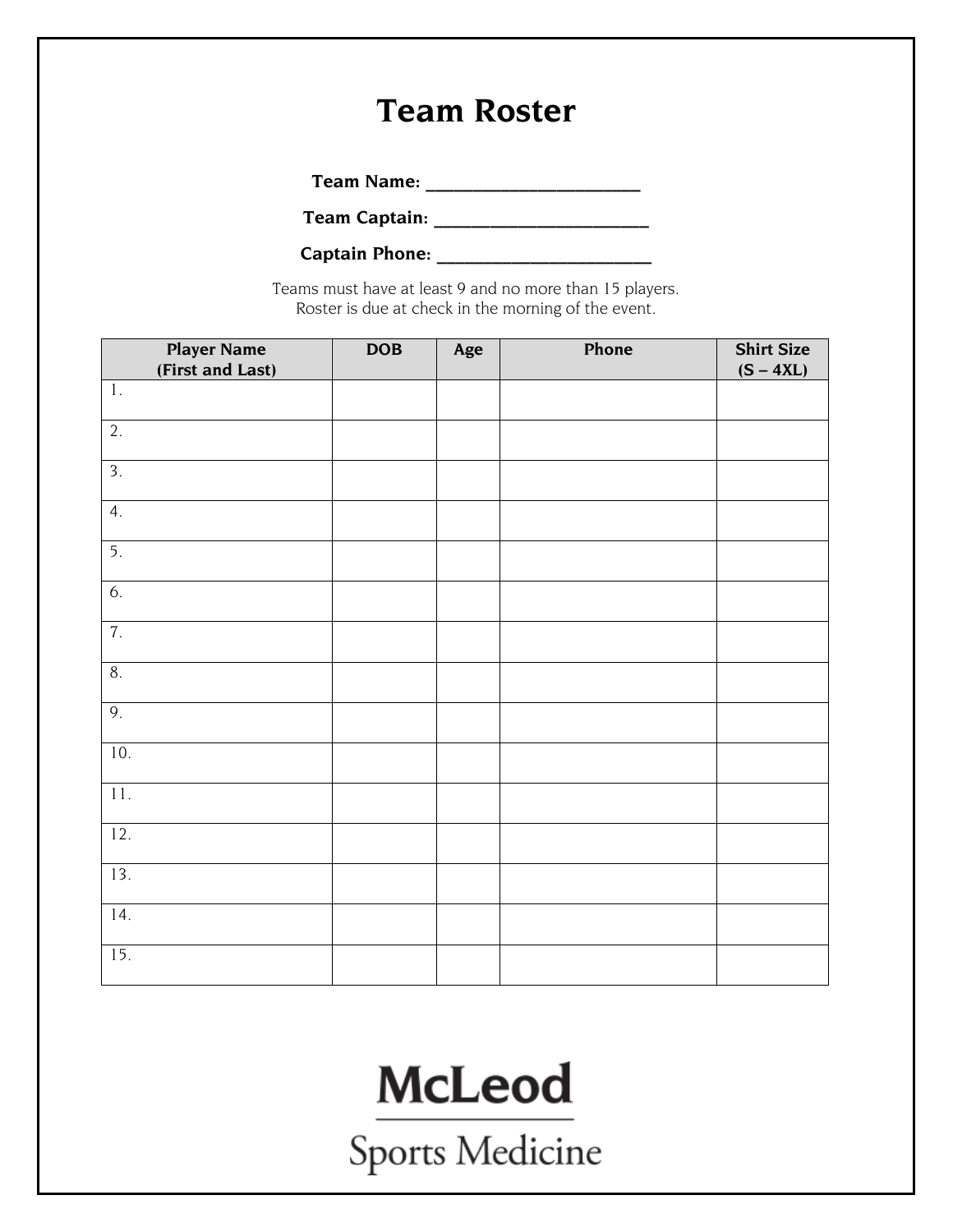# Team Roster

**Team Name: ______________________**

**Team Captain: ______________________**

**Captain Phone: ______________________**

Teams must have at least 9 and no more than 15 players.
Roster is due at check in the morning of the event.

| Player Name (First and Last) | DOB | Age | Phone | Shirt Size (S – 4XL) |
|---|---|---|---|---|
| 1. | | | | |
| 2. | | | | |
| 3. | | | | |
| 4. | | | | |
| 5. | | | | |
| 6. | | | | |
| 7. | | | | |
| 8. | | | | |
| 9. | | | | |
| 10. | | | | |
| 11. | | | | |
| 12. | | | | |
| 13. | | | | |
| 14. | | | | |
| 15. | | | | |

McLeod

Sports Medicine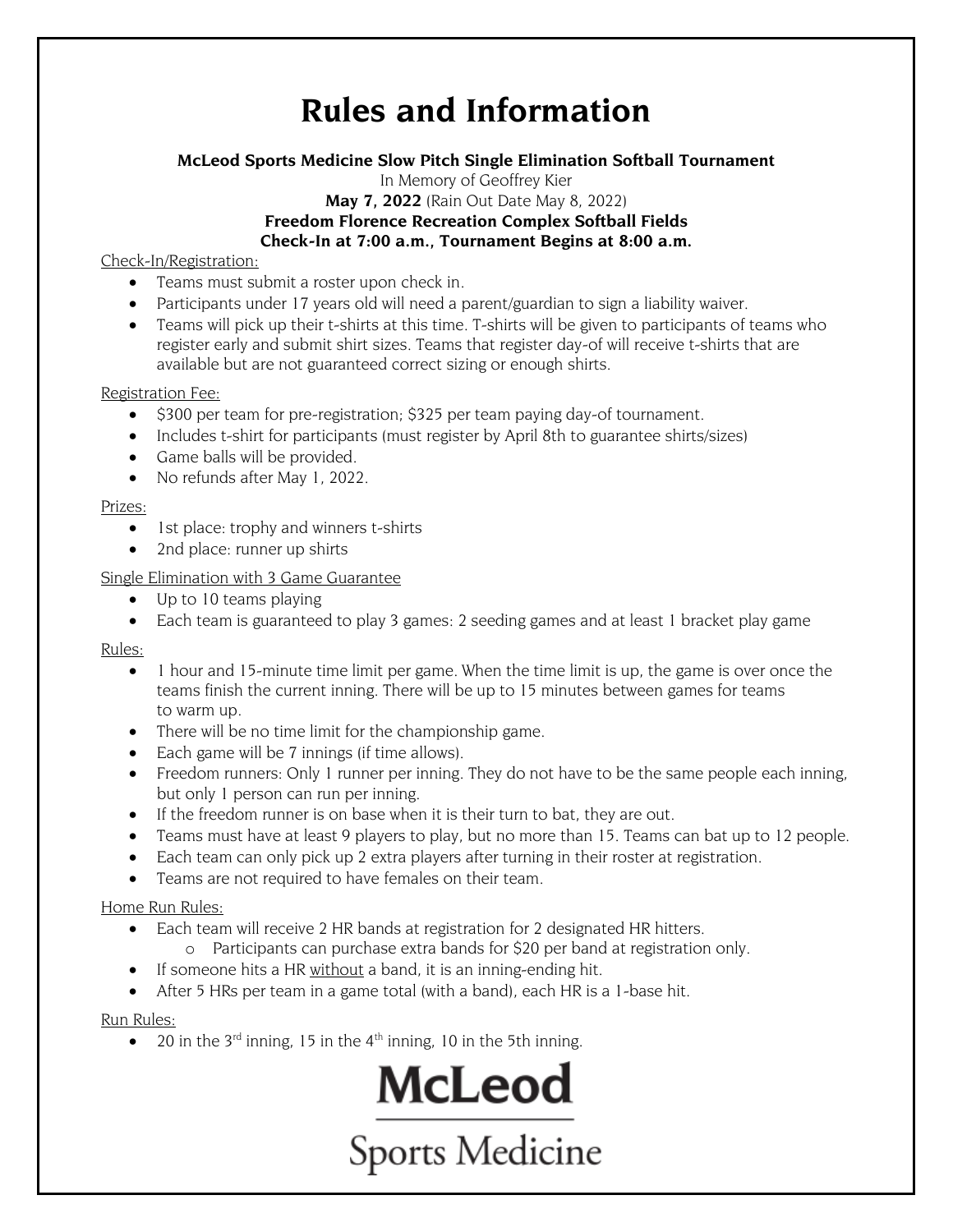# Rules and Information

**McLeod Sports Medicine Slow Pitch Single Elimination Softball Tournament**

In Memory of Geoffrey Kier

**May 7, 2022** (Rain Out Date May 8, 2022)

**Freedom Florence Recreation Complex Softball Fields**

**Check-In at 7:00 a.m., Tournament Begins at 8:00 a.m.**

Check-In/Registration:

- Teams must submit a roster upon check in.
- Participants under 17 years old will need a parent/guardian to sign a liability waiver.
- Teams will pick up their t-shirts at this time. T-shirts will be given to participants of teams who register early and submit shirt sizes. Teams that register day-of will receive t-shirts that are available but are not guaranteed correct sizing or enough shirts.

Registration Fee:

- $300 per team for pre-registration; $325 per team paying day-of tournament.
- Includes t-shirt for participants (must register by April 8th to guarantee shirts/sizes)
- Game balls will be provided.
- No refunds after May 1, 2022.

Prizes:

- 1st place: trophy and winners t-shirts
- 2nd place: runner up shirts

Single Elimination with 3 Game Guarantee

- Up to 10 teams playing
- Each team is guaranteed to play 3 games: 2 seeding games and at least 1 bracket play game

Rules:

- 1 hour and 15-minute time limit per game. When the time limit is up, the game is over once the teams finish the current inning. There will be up to 15 minutes between games for teams to warm up.
- There will be no time limit for the championship game.
- Each game will be 7 innings (if time allows).
- Freedom runners: Only 1 runner per inning. They do not have to be the same people each inning, but only 1 person can run per inning.
- If the freedom runner is on base when it is their turn to bat, they are out.
- Teams must have at least 9 players to play, but no more than 15. Teams can bat up to 12 people.
- Each team can only pick up 2 extra players after turning in their roster at registration.
- Teams are not required to have females on their team.

Home Run Rules:

- Each team will receive 2 HR bands at registration for 2 designated HR hitters.
  - Participants can purchase extra bands for $20 per band at registration only.
- If someone hits a HR without a band, it is an inning-ending hit.
- After 5 HRs per team in a game total (with a band), each HR is a 1-base hit.

Run Rules:

- 20 in the 3rd inning, 15 in the 4th inning, 10 in the 5th inning.

McLeod

Sports Medicine